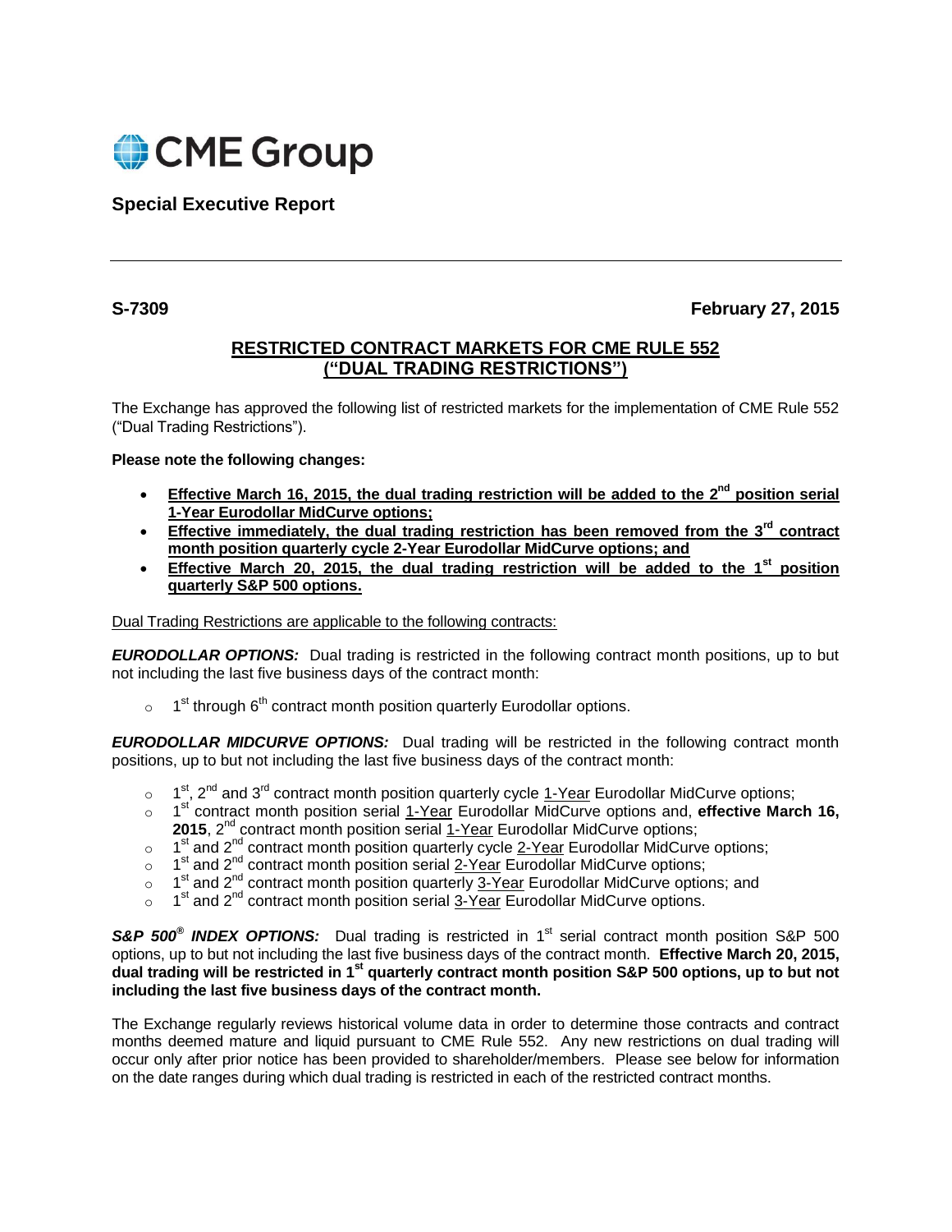CME Group

## Special Executive Report

---

**S-7309** **February 27, 2015**

### <u>RESTRICTED CONTRACT MARKETS FOR CME RULE 552 ("DUAL TRADING RESTRICTIONS")</u>

The Exchange has approved the following list of restricted markets for the implementation of CME Rule 552 ("Dual Trading Restrictions").

**Please note the following changes:**

- **<u>Effective March 16, 2015, the dual trading restriction will be added to the 2nd position serial 1-Year Eurodollar MidCurve options;</u>**
- **<u>Effective immediately, the dual trading restriction has been removed from the 3rd contract month position quarterly cycle 2-Year Eurodollar MidCurve options; and</u>**
- **<u>Effective March 20, 2015, the dual trading restriction will be added to the 1st position quarterly S&P 500 options.</u>**

<u>Dual Trading Restrictions are applicable to the following contracts:</u>

***EURODOLLAR OPTIONS:*** Dual trading is restricted in the following contract month positions, up to but not including the last five business days of the contract month:

- 1st through 6th contract month position quarterly Eurodollar options.

***EURODOLLAR MIDCURVE OPTIONS:*** Dual trading will be restricted in the following contract month positions, up to but not including the last five business days of the contract month:

- 1st, 2nd and 3rd contract month position quarterly cycle <u>1-Year</u> Eurodollar MidCurve options;
- 1st contract month position serial <u>1-Year</u> Eurodollar MidCurve options and, **effective March 16, 2015**, 2nd contract month position serial <u>1-Year</u> Eurodollar MidCurve options;
- 1st and 2nd contract month position quarterly cycle <u>2-Year</u> Eurodollar MidCurve options;
- 1st and 2nd contract month position serial <u>2-Year</u> Eurodollar MidCurve options;
- 1st and 2nd contract month position quarterly <u>3-Year</u> Eurodollar MidCurve options; and
- 1st and 2nd contract month position serial <u>3-Year</u> Eurodollar MidCurve options.

***S&P 500® INDEX OPTIONS:*** Dual trading is restricted in 1st serial contract month position S&P 500 options, up to but not including the last five business days of the contract month. **Effective March 20, 2015, dual trading will be restricted in 1st quarterly contract month position S&P 500 options, up to but not including the last five business days of the contract month.**

The Exchange regularly reviews historical volume data in order to determine those contracts and contract months deemed mature and liquid pursuant to CME Rule 552. Any new restrictions on dual trading will occur only after prior notice has been provided to shareholder/members. Please see below for information on the date ranges during which dual trading is restricted in each of the restricted contract months.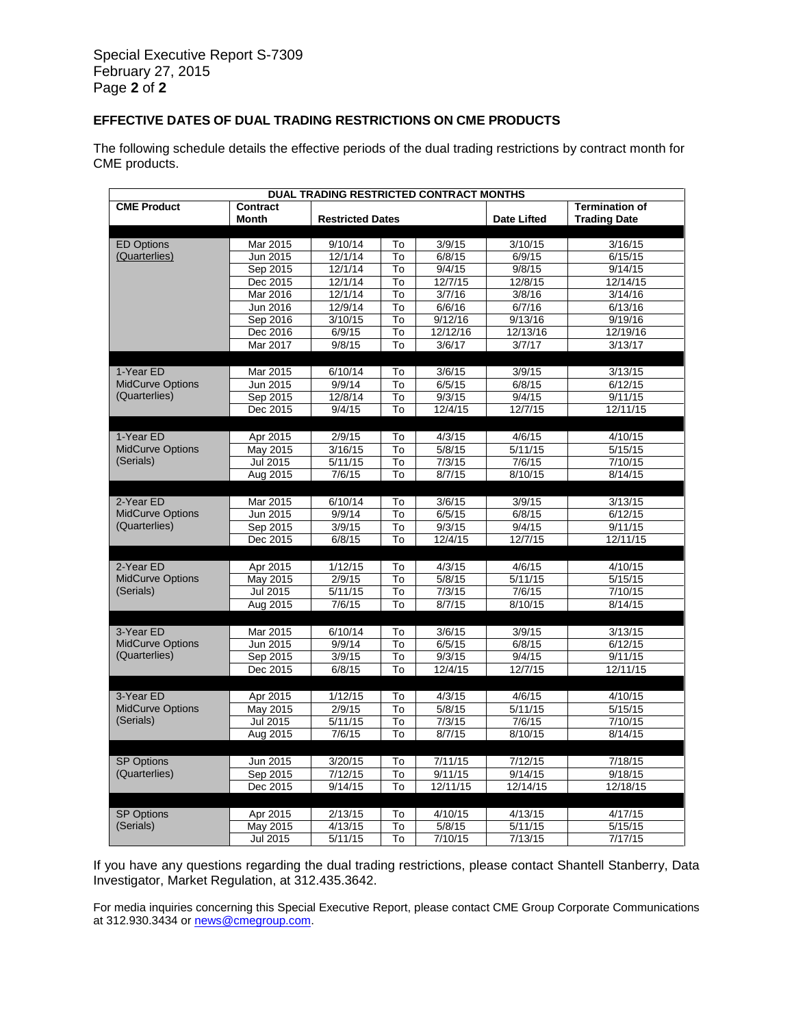**EFFECTIVE DATES OF DUAL TRADING RESTRICTIONS ON CME PRODUCTS**

The following schedule details the effective periods of the dual trading restrictions by contract month for CME products.

| DUAL TRADING RESTRICTED CONTRACT MONTHS | | | | | | |
|---|---|---|---|---|---|---|
| **CME Product** | **Contract Month** | **Restricted Dates** | | | **Date Lifted** | **Termination of Trading Date** |
| ED Options (Quarterlies) | Mar 2015 | 9/10/14 | To | 3/9/15 | 3/10/15 | 3/16/15 |
| | Jun 2015 | 12/1/14 | To | 6/8/15 | 6/9/15 | 6/15/15 |
| | Sep 2015 | 12/1/14 | To | 9/4/15 | 9/8/15 | 9/14/15 |
| | Dec 2015 | 12/1/14 | To | 12/7/15 | 12/8/15 | 12/14/15 |
| | Mar 2016 | 12/1/14 | To | 3/7/16 | 3/8/16 | 3/14/16 |
| | Jun 2016 | 12/9/14 | To | 6/6/16 | 6/7/16 | 6/13/16 |
| | Sep 2016 | 3/10/15 | To | 9/12/16 | 9/13/16 | 9/19/16 |
| | Dec 2016 | 6/9/15 | To | 12/12/16 | 12/13/16 | 12/19/16 |
| | Mar 2017 | 9/8/15 | To | 3/6/17 | 3/7/17 | 3/13/17 |
| 1-Year ED MidCurve Options (Quarterlies) | Mar 2015 | 6/10/14 | To | 3/6/15 | 3/9/15 | 3/13/15 |
| | Jun 2015 | 9/9/14 | To | 6/5/15 | 6/8/15 | 6/12/15 |
| | Sep 2015 | 12/8/14 | To | 9/3/15 | 9/4/15 | 9/11/15 |
| | Dec 2015 | 9/4/15 | To | 12/4/15 | 12/7/15 | 12/11/15 |
| 1-Year ED MidCurve Options (Serials) | Apr 2015 | 2/9/15 | To | 4/3/15 | 4/6/15 | 4/10/15 |
| | May 2015 | 3/16/15 | To | 5/8/15 | 5/11/15 | 5/15/15 |
| | Jul 2015 | 5/11/15 | To | 7/3/15 | 7/6/15 | 7/10/15 |
| | Aug 2015 | 7/6/15 | To | 8/7/15 | 8/10/15 | 8/14/15 |
| 2-Year ED MidCurve Options (Quarterlies) | Mar 2015 | 6/10/14 | To | 3/6/15 | 3/9/15 | 3/13/15 |
| | Jun 2015 | 9/9/14 | To | 6/5/15 | 6/8/15 | 6/12/15 |
| | Sep 2015 | 3/9/15 | To | 9/3/15 | 9/4/15 | 9/11/15 |
| | Dec 2015 | 6/8/15 | To | 12/4/15 | 12/7/15 | 12/11/15 |
| 2-Year ED MidCurve Options (Serials) | Apr 2015 | 1/12/15 | To | 4/3/15 | 4/6/15 | 4/10/15 |
| | May 2015 | 2/9/15 | To | 5/8/15 | 5/11/15 | 5/15/15 |
| | Jul 2015 | 5/11/15 | To | 7/3/15 | 7/6/15 | 7/10/15 |
| | Aug 2015 | 7/6/15 | To | 8/7/15 | 8/10/15 | 8/14/15 |
| 3-Year ED MidCurve Options (Quarterlies) | Mar 2015 | 6/10/14 | To | 3/6/15 | 3/9/15 | 3/13/15 |
| | Jun 2015 | 9/9/14 | To | 6/5/15 | 6/8/15 | 6/12/15 |
| | Sep 2015 | 3/9/15 | To | 9/3/15 | 9/4/15 | 9/11/15 |
| | Dec 2015 | 6/8/15 | To | 12/4/15 | 12/7/15 | 12/11/15 |
| 3-Year ED MidCurve Options (Serials) | Apr 2015 | 1/12/15 | To | 4/3/15 | 4/6/15 | 4/10/15 |
| | May 2015 | 2/9/15 | To | 5/8/15 | 5/11/15 | 5/15/15 |
| | Jul 2015 | 5/11/15 | To | 7/3/15 | 7/6/15 | 7/10/15 |
| | Aug 2015 | 7/6/15 | To | 8/7/15 | 8/10/15 | 8/14/15 |
| SP Options (Quarterlies) | Jun 2015 | 3/20/15 | To | 7/11/15 | 7/12/15 | 7/18/15 |
| | Sep 2015 | 7/12/15 | To | 9/11/15 | 9/14/15 | 9/18/15 |
| | Dec 2015 | 9/14/15 | To | 12/11/15 | 12/14/15 | 12/18/15 |
| SP Options (Serials) | Apr 2015 | 2/13/15 | To | 4/10/15 | 4/13/15 | 4/17/15 |
| | May 2015 | 4/13/15 | To | 5/8/15 | 5/11/15 | 5/15/15 |
| | Jul 2015 | 5/11/15 | To | 7/10/15 | 7/13/15 | 7/17/15 |

If you have any questions regarding the dual trading restrictions, please contact Shantell Stanberry, Data Investigator, Market Regulation, at 312.435.3642.

For media inquiries concerning this Special Executive Report, please contact CME Group Corporate Communications at 312.930.3434 or news@cmegroup.com.